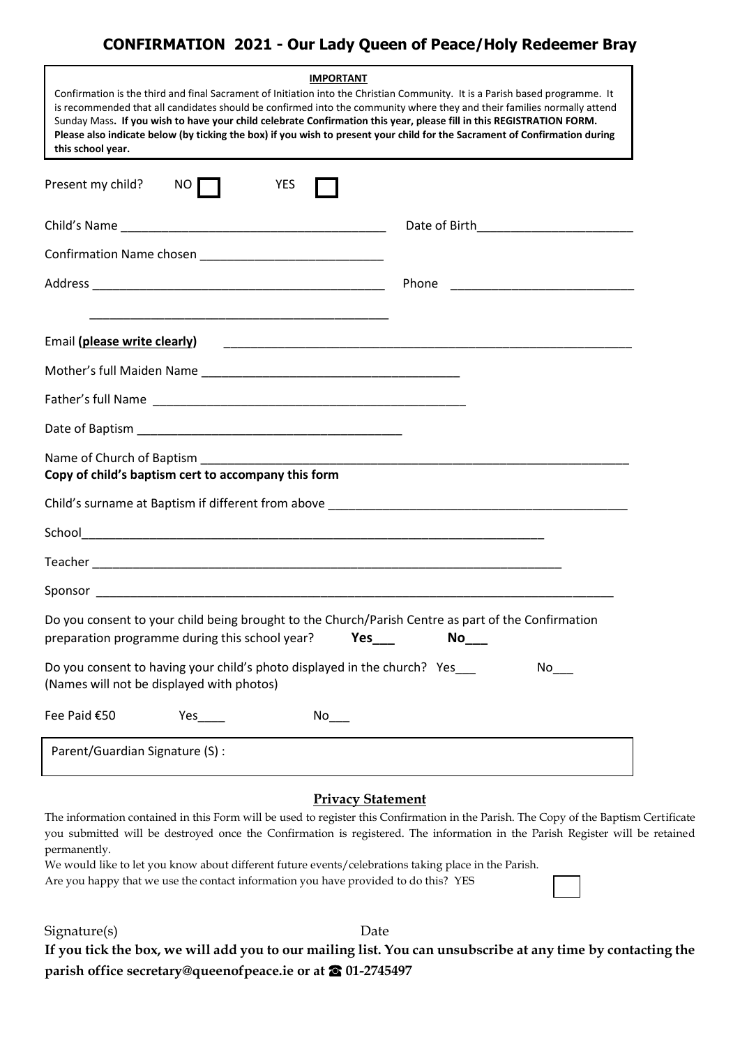# CONFIRMATION 2021 - Our Lady Queen of Peace/Holy Redeemer Bray

**IMPORTANT**

Confirmation is the third and final Sacrament of Initiation into the Christian Community. It is a Parish based programme. It is recommended that all candidates should be confirmed into the community where they and their families normally attend Sunday Mass. **If you wish to have your child celebrate Confirmation this year, please fill in this REGISTRATION FORM. Please also indicate below (by ticking the box) if you wish to present your child for the Sacrament of Confirmation during this school year.**

Present my child? NO ☐ YES ☐

Child's Name ______________________________________ Date of Birth______________________

Confirmation Name chosen __________________________

Address __________________________________________ Phone __________________________

__________________________________________

Email **(please write clearly)** __________________________________________________________

Mother's full Maiden Name ____________________________________

Father's full Name ____________________________________________

Date of Baptism ______________________________________

Name of Church of Baptism ______________________________________________________________

**Copy of child's baptism cert to accompany this form**

Child's surname at Baptism if different from above ____________________________________________

School____________________________________________________________________

Teacher ____________________________________________________________________

Sponsor ____________________________________________________________________________

Do you consent to your child being brought to the Church/Parish Centre as part of the Confirmation preparation programme during this school year? **Yes___** **No___**

Do you consent to having your child's photo displayed in the church? Yes___ No___
(Names will not be displayed with photos)

Fee Paid €50 Yes____ No___

Parent/Guardian Signature (S) :

**Privacy Statement**

The information contained in this Form will be used to register this Confirmation in the Parish. The Copy of the Baptism Certificate you submitted will be destroyed once the Confirmation is registered. The information in the Parish Register will be retained permanently.

We would like to let you know about different future events/celebrations taking place in the Parish.
Are you happy that we use the contact information you have provided to do this? YES ☐

Signature(s) Date

**If you tick the box, we will add you to our mailing list. You can unsubscribe at any time by contacting the parish office secretary@queenofpeace.ie or at ☎ 01-2745497**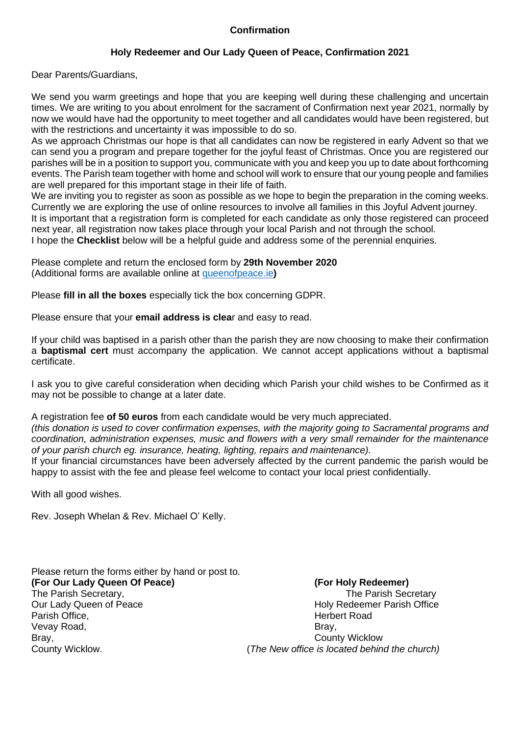**Confirmation**

**Holy Redeemer and Our Lady Queen of Peace, Confirmation 2021**

Dear Parents/Guardians,

We send you warm greetings and hope that you are keeping well during these challenging and uncertain times. We are writing to you about enrolment for the sacrament of Confirmation next year 2021, normally by now we would have had the opportunity to meet together and all candidates would have been registered, but with the restrictions and uncertainty it was impossible to do so.

As we approach Christmas our hope is that all candidates can now be registered in early Advent so that we can send you a program and prepare together for the joyful feast of Christmas. Once you are registered our parishes will be in a position to support you, communicate with you and keep you up to date about forthcoming events. The Parish team together with home and school will work to ensure that our young people and families are well prepared for this important stage in their life of faith.

We are inviting you to register as soon as possible as we hope to begin the preparation in the coming weeks. Currently we are exploring the use of online resources to involve all families in this Joyful Advent journey.

It is important that a registration form is completed for each candidate as only those registered can proceed next year, all registration now takes place through your local Parish and not through the school.

I hope the **Checklist** below will be a helpful guide and address some of the perennial enquiries.

Please complete and return the enclosed form by **29th November 2020**
(Additional forms are available online at queenofpeace.ie**)**

Please **fill in all the boxes** especially tick the box concerning GDPR.

Please ensure that your **email address is clea**r and easy to read.

If your child was baptised in a parish other than the parish they are now choosing to make their confirmation a **baptismal cert** must accompany the application. We cannot accept applications without a baptismal certificate.

I ask you to give careful consideration when deciding which Parish your child wishes to be Confirmed as it may not be possible to change at a later date.

A registration fee **of 50 euros** from each candidate would be very much appreciated.
*(this donation is used to cover confirmation expenses, with the majority going to Sacramental programs and coordination, administration expenses, music and flowers with a very small remainder for the maintenance of your parish church eg. insurance, heating, lighting, repairs and maintenance).*

If your financial circumstances have been adversely affected by the current pandemic the parish would be happy to assist with the fee and please feel welcome to contact your local priest confidentially.

With all good wishes.

Rev. Joseph Whelan & Rev. Michael O' Kelly.

Please return the forms either by hand or post to.

**(For Our Lady Queen Of Peace)**
The Parish Secretary,
Our Lady Queen of Peace
Parish Office,
Vevay Road,
Bray,
County Wicklow.

**(For Holy Redeemer)**
The Parish Secretary
Holy Redeemer Parish Office
Herbert Road
Bray,
County Wicklow
(*The New office is located behind the church)*